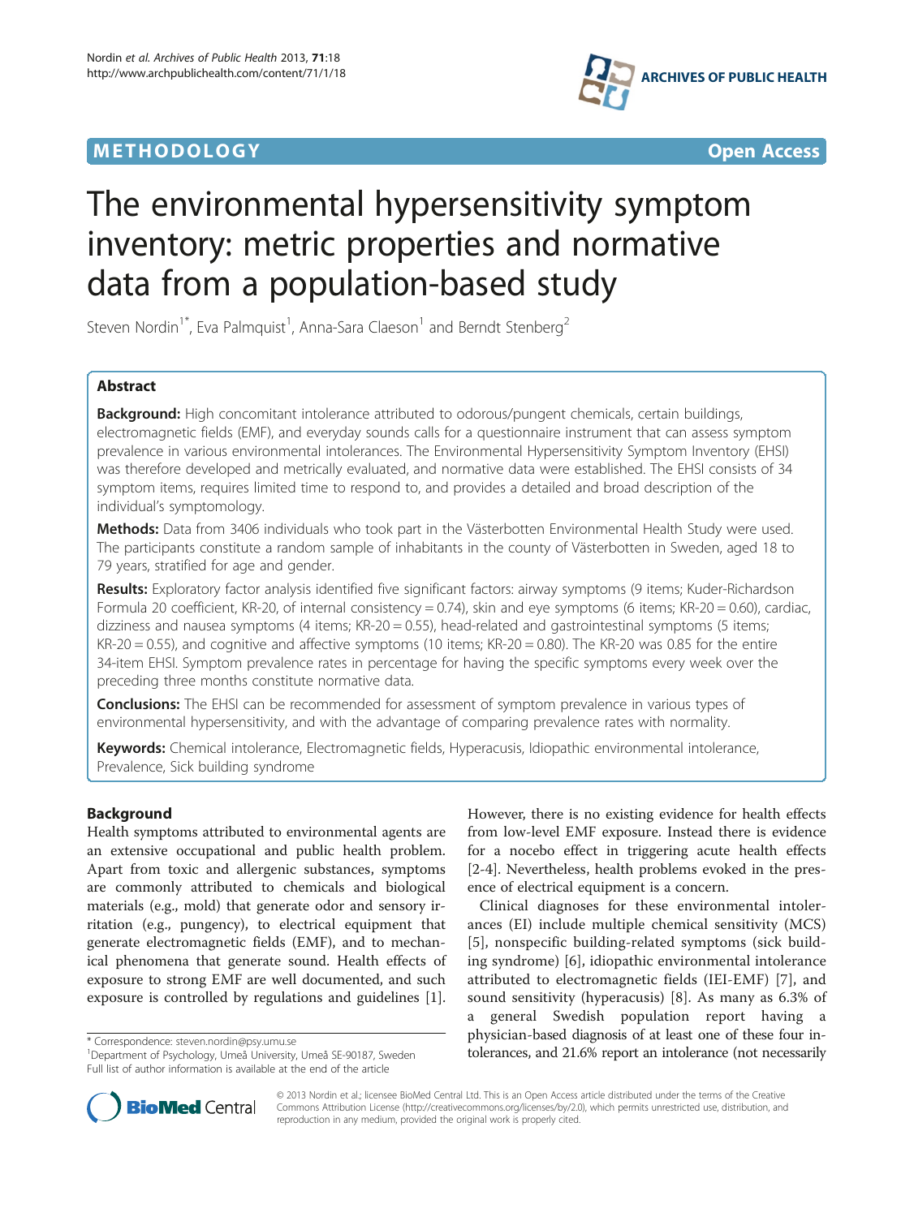METHODOLOGY Open Access

# The environmental hypersensitivity symptom inventory: metric properties and normative data from a population-based study

Steven Nordin[1*], Eva Palmquist[1], Anna-Sara Claeson[1] and Berndt Stenberg[2]

## Abstract

**Background:** High concomitant intolerance attributed to odorous/pungent chemicals, certain buildings, electromagnetic fields (EMF), and everyday sounds calls for a questionnaire instrument that can assess symptom prevalence in various environmental intolerances. The Environmental Hypersensitivity Symptom Inventory (EHSI) was therefore developed and metrically evaluated, and normative data were established. The EHSI consists of 34 symptom items, requires limited time to respond to, and provides a detailed and broad description of the individual's symptomology.

**Methods:** Data from 3406 individuals who took part in the Västerbotten Environmental Health Study were used. The participants constitute a random sample of inhabitants in the county of Västerbotten in Sweden, aged 18 to 79 years, stratified for age and gender.

**Results:** Exploratory factor analysis identified five significant factors: airway symptoms (9 items; Kuder-Richardson Formula 20 coefficient, KR-20, of internal consistency = 0.74), skin and eye symptoms (6 items; KR-20 = 0.60), cardiac, dizziness and nausea symptoms (4 items; KR-20 = 0.55), head-related and gastrointestinal symptoms (5 items; KR-20 = 0.55), and cognitive and affective symptoms (10 items; KR-20 = 0.80). The KR-20 was 0.85 for the entire 34-item EHSI. Symptom prevalence rates in percentage for having the specific symptoms every week over the preceding three months constitute normative data.

**Conclusions:** The EHSI can be recommended for assessment of symptom prevalence in various types of environmental hypersensitivity, and with the advantage of comparing prevalence rates with normality.

**Keywords:** Chemical intolerance, Electromagnetic fields, Hyperacusis, Idiopathic environmental intolerance, Prevalence, Sick building syndrome

## Background

Health symptoms attributed to environmental agents are an extensive occupational and public health problem. Apart from toxic and allergenic substances, symptoms are commonly attributed to chemicals and biological materials (e.g., mold) that generate odor and sensory irritation (e.g., pungency), to electrical equipment that generate electromagnetic fields (EMF), and to mechanical phenomena that generate sound. Health effects of exposure to strong EMF are well documented, and such exposure is controlled by regulations and guidelines [1]. However, there is no existing evidence for health effects from low-level EMF exposure. Instead there is evidence for a nocebo effect in triggering acute health effects [2-4]. Nevertheless, health problems evoked in the presence of electrical equipment is a concern.

Clinical diagnoses for these environmental intolerances (EI) include multiple chemical sensitivity (MCS) [5], nonspecific building-related symptoms (sick building syndrome) [6], idiopathic environmental intolerance attributed to electromagnetic fields (IEI-EMF) [7], and sound sensitivity (hyperacusis) [8]. As many as 6.3% of a general Swedish population report having a physician-based diagnosis of at least one of these four intolerances, and 21.6% report an intolerance (not necessarily

\* Correspondence: steven.nordin@psy.umu.se
[1]Department of Psychology, Umeå University, Umeå SE-90187, Sweden
Full list of author information is available at the end of the article

© 2013 Nordin et al.; licensee BioMed Central Ltd. This is an Open Access article distributed under the terms of the Creative Commons Attribution License (http://creativecommons.org/licenses/by/2.0), which permits unrestricted use, distribution, and reproduction in any medium, provided the original work is properly cited.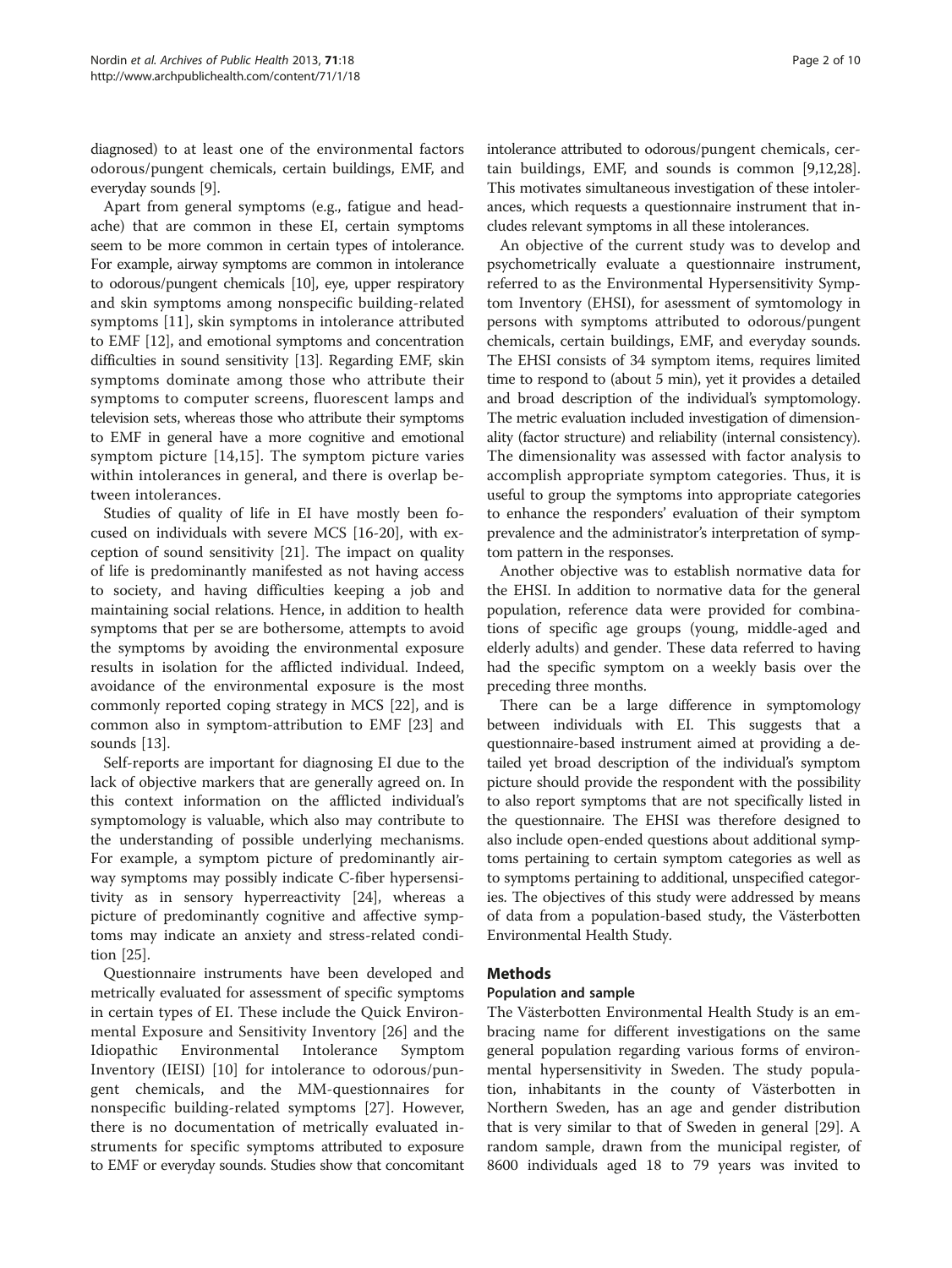diagnosed) to at least one of the environmental factors odorous/pungent chemicals, certain buildings, EMF, and everyday sounds [9].

Apart from general symptoms (e.g., fatigue and headache) that are common in these EI, certain symptoms seem to be more common in certain types of intolerance. For example, airway symptoms are common in intolerance to odorous/pungent chemicals [10], eye, upper respiratory and skin symptoms among nonspecific building-related symptoms [11], skin symptoms in intolerance attributed to EMF [12], and emotional symptoms and concentration difficulties in sound sensitivity [13]. Regarding EMF, skin symptoms dominate among those who attribute their symptoms to computer screens, fluorescent lamps and television sets, whereas those who attribute their symptoms to EMF in general have a more cognitive and emotional symptom picture [14,15]. The symptom picture varies within intolerances in general, and there is overlap between intolerances.

Studies of quality of life in EI have mostly been focused on individuals with severe MCS [16-20], with exception of sound sensitivity [21]. The impact on quality of life is predominantly manifested as not having access to society, and having difficulties keeping a job and maintaining social relations. Hence, in addition to health symptoms that per se are bothersome, attempts to avoid the symptoms by avoiding the environmental exposure results in isolation for the afflicted individual. Indeed, avoidance of the environmental exposure is the most commonly reported coping strategy in MCS [22], and is common also in symptom-attribution to EMF [23] and sounds [13].

Self-reports are important for diagnosing EI due to the lack of objective markers that are generally agreed on. In this context information on the afflicted individual's symptomology is valuable, which also may contribute to the understanding of possible underlying mechanisms. For example, a symptom picture of predominantly airway symptoms may possibly indicate C-fiber hypersensitivity as in sensory hyperreactivity [24], whereas a picture of predominantly cognitive and affective symptoms may indicate an anxiety and stress-related condition [25].

Questionnaire instruments have been developed and metrically evaluated for assessment of specific symptoms in certain types of EI. These include the Quick Environmental Exposure and Sensitivity Inventory [26] and the Idiopathic Environmental Intolerance Symptom Inventory (IEISI) [10] for intolerance to odorous/pungent chemicals, and the MM-questionnaires for nonspecific building-related symptoms [27]. However, there is no documentation of metrically evaluated instruments for specific symptoms attributed to exposure to EMF or everyday sounds. Studies show that concomitant intolerance attributed to odorous/pungent chemicals, certain buildings, EMF, and sounds is common [9,12,28]. This motivates simultaneous investigation of these intolerances, which requests a questionnaire instrument that includes relevant symptoms in all these intolerances.

An objective of the current study was to develop and psychometrically evaluate a questionnaire instrument, referred to as the Environmental Hypersensitivity Symptom Inventory (EHSI), for asessment of symtomology in persons with symptoms attributed to odorous/pungent chemicals, certain buildings, EMF, and everyday sounds. The EHSI consists of 34 symptom items, requires limited time to respond to (about 5 min), yet it provides a detailed and broad description of the individual's symptomology. The metric evaluation included investigation of dimensionality (factor structure) and reliability (internal consistency). The dimensionality was assessed with factor analysis to accomplish appropriate symptom categories. Thus, it is useful to group the symptoms into appropriate categories to enhance the responders' evaluation of their symptom prevalence and the administrator's interpretation of symptom pattern in the responses.

Another objective was to establish normative data for the EHSI. In addition to normative data for the general population, reference data were provided for combinations of specific age groups (young, middle-aged and elderly adults) and gender. These data referred to having had the specific symptom on a weekly basis over the preceding three months.

There can be a large difference in symptomology between individuals with EI. This suggests that a questionnaire-based instrument aimed at providing a detailed yet broad description of the individual's symptom picture should provide the respondent with the possibility to also report symptoms that are not specifically listed in the questionnaire. The EHSI was therefore designed to also include open-ended questions about additional symptoms pertaining to certain symptom categories as well as to symptoms pertaining to additional, unspecified categories. The objectives of this study were addressed by means of data from a population-based study, the Västerbotten Environmental Health Study.

## Methods

### Population and sample

The Västerbotten Environmental Health Study is an embracing name for different investigations on the same general population regarding various forms of environmental hypersensitivity in Sweden. The study population, inhabitants in the county of Västerbotten in Northern Sweden, has an age and gender distribution that is very similar to that of Sweden in general [29]. A random sample, drawn from the municipal register, of 8600 individuals aged 18 to 79 years was invited to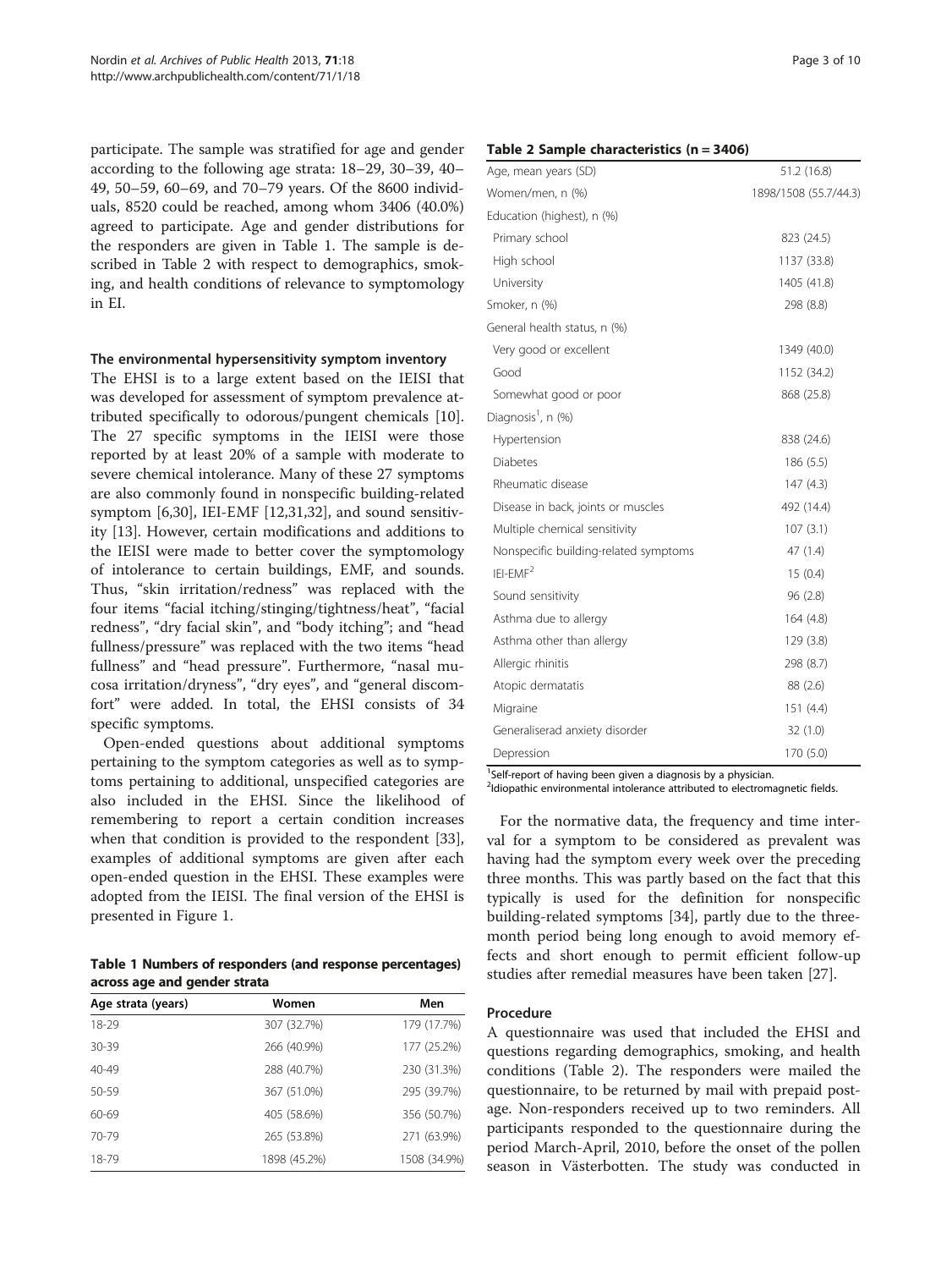participate. The sample was stratified for age and gender according to the following age strata: 18–29, 30–39, 40–49, 50–59, 60–69, and 70–79 years. Of the 8600 individuals, 8520 could be reached, among whom 3406 (40.0%) agreed to participate. Age and gender distributions for the responders are given in Table 1. The sample is described in Table 2 with respect to demographics, smoking, and health conditions of relevance to symptomology in EI.

### The environmental hypersensitivity symptom inventory

The EHSI is to a large extent based on the IEISI that was developed for assessment of symptom prevalence attributed specifically to odorous/pungent chemicals [10]. The 27 specific symptoms in the IEISI were those reported by at least 20% of a sample with moderate to severe chemical intolerance. Many of these 27 symptoms are also commonly found in nonspecific building-related symptom [6,30], IEI-EMF [12,31,32], and sound sensitivity [13]. However, certain modifications and additions to the IEISI were made to better cover the symptomology of intolerance to certain buildings, EMF, and sounds. Thus, "skin irritation/redness" was replaced with the four items "facial itching/stinging/tightness/heat", "facial redness", "dry facial skin", and "body itching"; and "head fullness/pressure" was replaced with the two items "head fullness" and "head pressure". Furthermore, "nasal mucosa irritation/dryness", "dry eyes", and "general discomfort" were added. In total, the EHSI consists of 34 specific symptoms.

Open-ended questions about additional symptoms pertaining to the symptom categories as well as to symptoms pertaining to additional, unspecified categories are also included in the EHSI. Since the likelihood of remembering to report a certain condition increases when that condition is provided to the respondent [33], examples of additional symptoms are given after each open-ended question in the EHSI. These examples were adopted from the IEISI. The final version of the EHSI is presented in Figure 1.

**Table 1 Numbers of responders (and response percentages) across age and gender strata**

| Age strata (years) | Women | Men |
|---|---|---|
| 18-29 | 307 (32.7%) | 179 (17.7%) |
| 30-39 | 266 (40.9%) | 177 (25.2%) |
| 40-49 | 288 (40.7%) | 230 (31.3%) |
| 50-59 | 367 (51.0%) | 295 (39.7%) |
| 60-69 | 405 (58.6%) | 356 (50.7%) |
| 70-79 | 265 (53.8%) | 271 (63.9%) |
| 18-79 | 1898 (45.2%) | 1508 (34.9%) |

**Table 2 Sample characteristics (n = 3406)**

| | |
|---|---|
| Age, mean years (SD) | 51.2 (16.8) |
| Women/men, n (%) | 1898/1508 (55.7/44.3) |
| Education (highest), n (%) | |
| Primary school | 823 (24.5) |
| High school | 1137 (33.8) |
| University | 1405 (41.8) |
| Smoker, n (%) | 298 (8.8) |
| General health status, n (%) | |
| Very good or excellent | 1349 (40.0) |
| Good | 1152 (34.2) |
| Somewhat good or poor | 868 (25.8) |
| Diagnosis[1], n (%) | |
| Hypertension | 838 (24.6) |
| Diabetes | 186 (5.5) |
| Rheumatic disease | 147 (4.3) |
| Disease in back, joints or muscles | 492 (14.4) |
| Multiple chemical sensitivity | 107 (3.1) |
| Nonspecific building-related symptoms | 47 (1.4) |
| IEI-EMF[2] | 15 (0.4) |
| Sound sensitivity | 96 (2.8) |
| Asthma due to allergy | 164 (4.8) |
| Asthma other than allergy | 129 (3.8) |
| Allergic rhinitis | 298 (8.7) |
| Atopic dermatatis | 88 (2.6) |
| Migraine | 151 (4.4) |
| Generaliserad anxiety disorder | 32 (1.0) |
| Depression | 170 (5.0) |

[1]Self-report of having been given a diagnosis by a physician.
[2]Idiopathic environmental intolerance attributed to electromagnetic fields.

For the normative data, the frequency and time interval for a symptom to be considered as prevalent was having had the symptom every week over the preceding three months. This was partly based on the fact that this typically is used for the definition for nonspecific building-related symptoms [34], partly due to the three-month period being long enough to avoid memory effects and short enough to permit efficient follow-up studies after remedial measures have been taken [27].

### Procedure

A questionnaire was used that included the EHSI and questions regarding demographics, smoking, and health conditions (Table 2). The responders were mailed the questionnaire, to be returned by mail with prepaid postage. Non-responders received up to two reminders. All participants responded to the questionnaire during the period March-April, 2010, before the onset of the pollen season in Västerbotten. The study was conducted in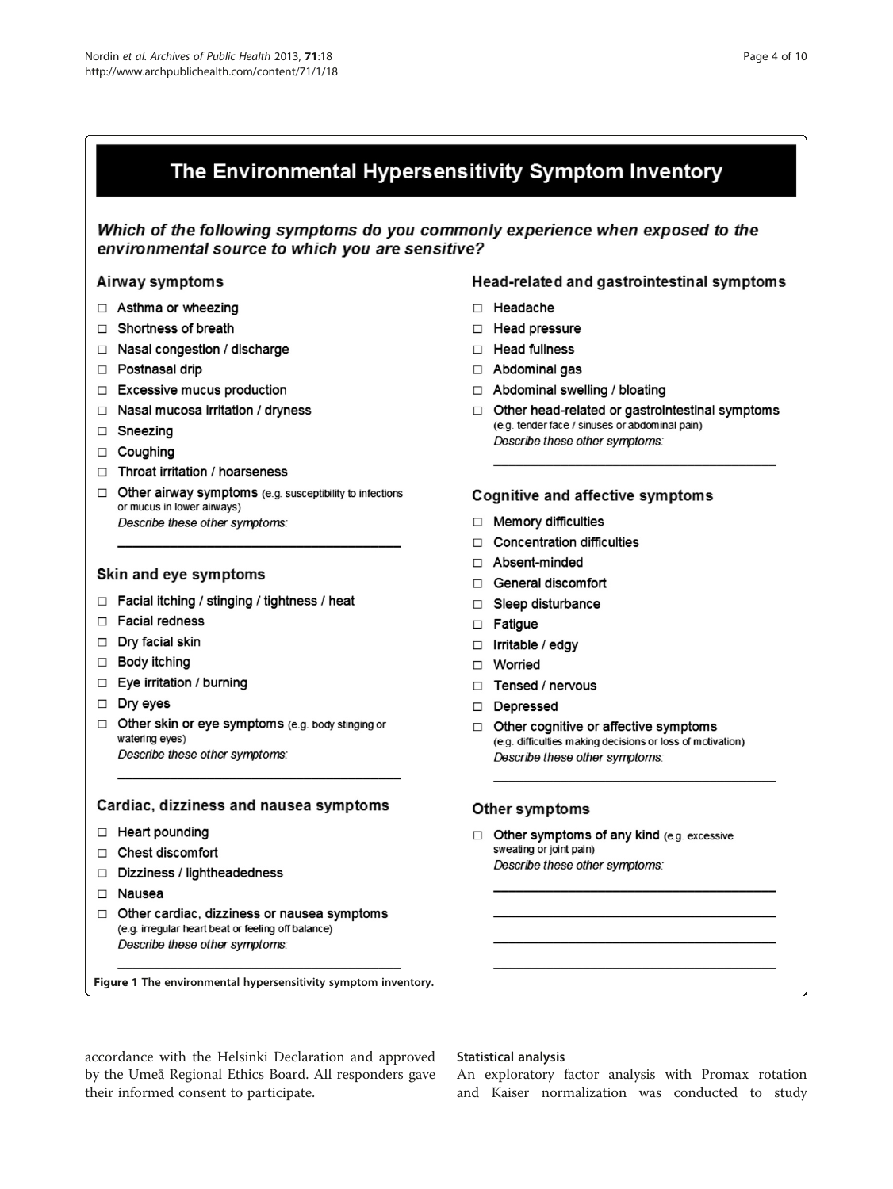## The Environmental Hypersensitivity Symptom Inventory

***Which of the following symptoms do you commonly experience when exposed to the environmental source to which you are sensitive?***

### Airway symptoms

- ☐ Asthma or wheezing
- ☐ Shortness of breath
- ☐ Nasal congestion / discharge
- ☐ Postnasal drip
- ☐ Excessive mucus production
- ☐ Nasal mucosa irritation / dryness
- ☐ Sneezing
- ☐ Coughing
- ☐ Throat irritation / hoarseness
- ☐ Other airway symptoms (e.g. susceptibility to infections or mucus in lower airways)
  *Describe these other symptoms:*
  ______________________________

### Skin and eye symptoms

- ☐ Facial itching / stinging / tightness / heat
- ☐ Facial redness
- ☐ Dry facial skin
- ☐ Body itching
- ☐ Eye irritation / burning
- ☐ Dry eyes
- ☐ Other skin or eye symptoms (e.g. body stinging or watering eyes)
  *Describe these other symptoms:*
  ______________________________

### Cardiac, dizziness and nausea symptoms

- ☐ Heart pounding
- ☐ Chest discomfort
- ☐ Dizziness / lightheadedness
- ☐ Nausea
- ☐ Other cardiac, dizziness or nausea symptoms (e.g. irregular heart beat or feeling off balance)
  *Describe these other symptoms:*
  ______________________________

### Head-related and gastrointestinal symptoms

- ☐ Headache
- ☐ Head pressure
- ☐ Head fullness
- ☐ Abdominal gas
- ☐ Abdominal swelling / bloating
- ☐ Other head-related or gastrointestinal symptoms (e.g. tender face / sinuses or abdominal pain)
  *Describe these other symptoms:*
  ______________________________

### Cognitive and affective symptoms

- ☐ Memory difficulties
- ☐ Concentration difficulties
- ☐ Absent-minded
- ☐ General discomfort
- ☐ Sleep disturbance
- ☐ Fatigue
- ☐ Irritable / edgy
- ☐ Worried
- ☐ Tensed / nervous
- ☐ Depressed
- ☐ Other cognitive or affective symptoms (e.g. difficulties making decisions or loss of motivation)
  *Describe these other symptoms:*
  ______________________________

### Other symptoms

- ☐ Other symptoms of any kind (e.g. excessive sweating or joint pain)
  *Describe these other symptoms:*
  ______________________________
  ______________________________
  ______________________________
  ______________________________

**Figure 1 The environmental hypersensitivity symptom inventory.**

accordance with the Helsinki Declaration and approved by the Umeå Regional Ethics Board. All responders gave their informed consent to participate.

### Statistical analysis

An exploratory factor analysis with Promax rotation and Kaiser normalization was conducted to study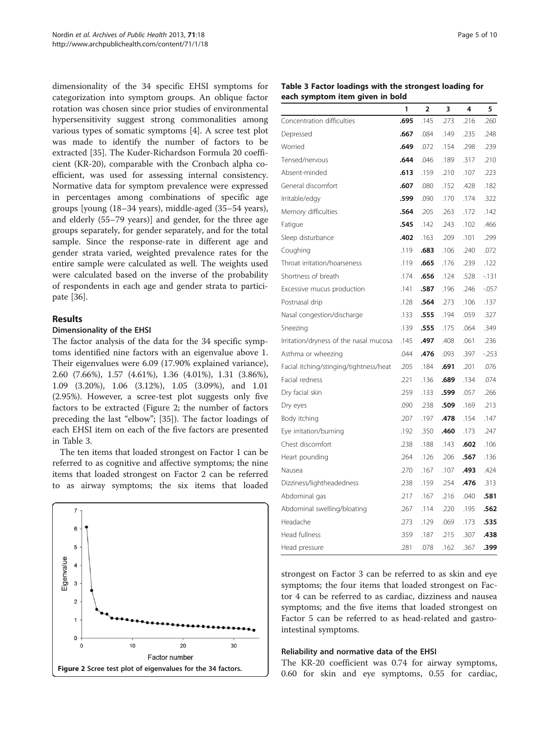dimensionality of the 34 specific EHSI symptoms for categorization into symptom groups. An oblique factor rotation was chosen since prior studies of environmental hypersensitivity suggest strong commonalities among various types of somatic symptoms [4]. A scree test plot was made to identify the number of factors to be extracted [35]. The Kuder-Richardson Formula 20 coefficient (KR-20), comparable with the Cronbach alpha coefficient, was used for assessing internal consistency. Normative data for symptom prevalence were expressed in percentages among combinations of specific age groups [young (18–34 years), middle-aged (35–54 years), and elderly (55–79 years)] and gender, for the three age groups separately, for gender separately, and for the total sample. Since the response-rate in different age and gender strata varied, weighted prevalence rates for the entire sample were calculated as well. The weights used were calculated based on the inverse of the probability of respondents in each age and gender strata to participate [36].

## Results

### Dimensionality of the EHSI

The factor analysis of the data for the 34 specific symptoms identified nine factors with an eigenvalue above 1. Their eigenvalues were 6.09 (17.90% explained variance), 2.60 (7.66%), 1.57 (4.61%), 1.36 (4.01%), 1.31 (3.86%), 1.09 (3.20%), 1.06 (3.12%), 1.05 (3.09%), and 1.01 (2.95%). However, a scree-test plot suggests only five factors to be extracted (Figure 2; the number of factors preceding the last "elbow"; [35]). The factor loadings of each EHSI item on each of the five factors are presented in Table 3.

The ten items that loaded strongest on Factor 1 can be referred to as cognitive and affective symptoms; the nine items that loaded strongest on Factor 2 can be referred to as airway symptoms; the six items that loaded strongest on Factor 3 can be referred to as skin and eye symptoms; the four items that loaded strongest on Factor 4 can be referred to as cardiac, dizziness and nausea symptoms; and the five items that loaded strongest on Factor 5 can be referred to as head-related and gastrointestinal symptoms.

Figure 2 Scree test plot of eigenvalues for the 34 factors.

**Table 3 Factor loadings with the strongest loading for each symptom item given in bold**

| | 1 | 2 | 3 | 4 | 5 |
|---|---|---|---|---|---|
| Concentration difficulties | **.695** | .145 | .273 | .216 | .260 |
| Depressed | **.667** | .084 | .149 | .235 | .248 |
| Worried | **.649** | .072 | .154 | .298 | .239 |
| Tensed/nervous | **.644** | .046 | .189 | .317 | .210 |
| Absent-minded | **.613** | .159 | .210 | .107 | .223 |
| General discomfort | **.607** | .080 | .152 | .428 | .182 |
| Irritable/edgy | **.599** | .090 | .170 | .174 | .322 |
| Memory difficulties | **.564** | .205 | .263 | .172 | .142 |
| Fatigue | **.545** | .142 | .243 | .102 | .466 |
| Sleep disturbance | **.402** | .163 | .209 | .101 | .299 |
| Coughing | .119 | **.683** | .106 | .240 | .072 |
| Throat irritation/hoarseness | .119 | **.665** | .176 | .239 | .122 |
| Shortness of breath | .174 | **.656** | .124 | .528 | -.131 |
| Excessive mucus production | .141 | **.587** | .196 | .246 | -.057 |
| Postnasal drip | .128 | **.564** | .273 | .106 | .137 |
| Nasal congestion/discharge | .133 | **.555** | .194 | .059 | .327 |
| Sneezing | .139 | **.555** | .175 | .064 | .349 |
| Irritation/dryness of the nasal mucosa | .145 | **.497** | .408 | .061 | .236 |
| Asthma or wheezing | .044 | **.476** | .093 | .397 | -.253 |
| Facial itching/stinging/tightness/heat | .205 | .184 | **.691** | .201 | .076 |
| Facial redness | .221 | .136 | **.689** | .134 | .074 |
| Dry facial skin | .259 | .133 | **.599** | .057 | .266 |
| Dry eyes | .090 | .238 | **.509** | .169 | .213 |
| Body itching | .207 | .197 | **.478** | .154 | .147 |
| Eye irritation/burning | .192 | .350 | **.460** | .173 | .247 |
| Chest discomfort | .238 | .188 | .143 | **.602** | .106 |
| Heart pounding | .264 | .126 | .206 | **.567** | .136 |
| Nausea | .270 | .167 | .107 | **.493** | .424 |
| Dizziness/lightheadedness | .238 | .159 | .254 | **.476** | .313 |
| Abdominal gas | .217 | .167 | .216 | .040 | **.581** |
| Abdominal swelling/bloating | .267 | .114 | .220 | .195 | **.562** |
| Headache | .273 | .129 | .069 | .173 | **.535** |
| Head fullness | .359 | .187 | .215 | .307 | **.438** |
| Head pressure | .281 | .078 | .162 | .367 | **.399** |

### Reliability and normative data of the EHSI

The KR-20 coefficient was 0.74 for airway symptoms, 0.60 for skin and eye symptoms, 0.55 for cardiac,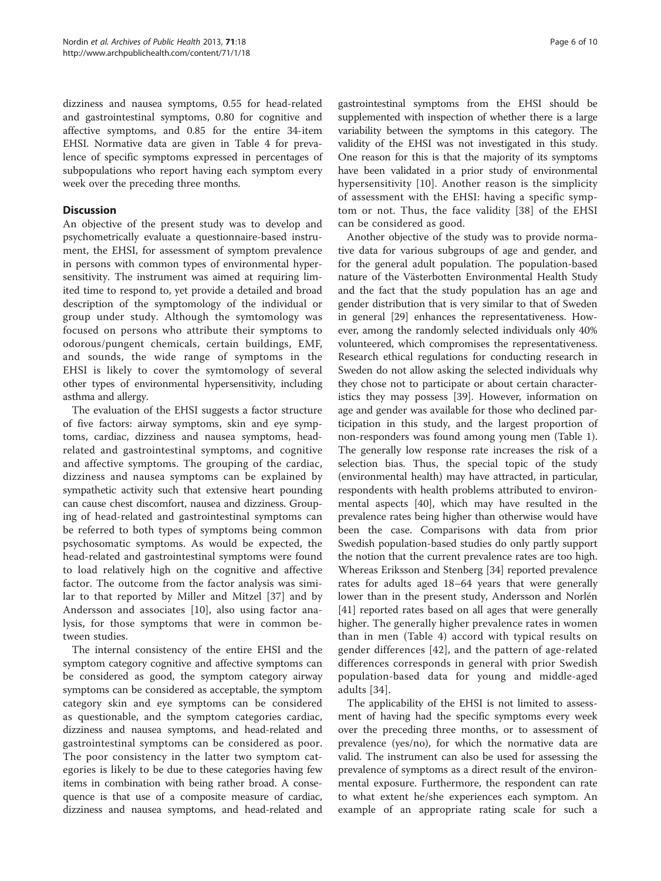dizziness and nausea symptoms, 0.55 for head-related and gastrointestinal symptoms, 0.80 for cognitive and affective symptoms, and 0.85 for the entire 34-item EHSI. Normative data are given in Table 4 for prevalence of specific symptoms expressed in percentages of subpopulations who report having each symptom every week over the preceding three months.

## Discussion

An objective of the present study was to develop and psychometrically evaluate a questionnaire-based instrument, the EHSI, for assessment of symptom prevalence in persons with common types of environmental hypersensitivity. The instrument was aimed at requiring limited time to respond to, yet provide a detailed and broad description of the symptomology of the individual or group under study. Although the symtomology was focused on persons who attribute their symptoms to odorous/pungent chemicals, certain buildings, EMF, and sounds, the wide range of symptoms in the EHSI is likely to cover the symtomology of several other types of environmental hypersensitivity, including asthma and allergy.

The evaluation of the EHSI suggests a factor structure of five factors: airway symptoms, skin and eye symptoms, cardiac, dizziness and nausea symptoms, head-related and gastrointestinal symptoms, and cognitive and affective symptoms. The grouping of the cardiac, dizziness and nausea symptoms can be explained by sympathetic activity such that extensive heart pounding can cause chest discomfort, nausea and dizziness. Grouping of head-related and gastrointestinal symptoms can be referred to both types of symptoms being common psychosomatic symptoms. As would be expected, the head-related and gastrointestinal symptoms were found to load relatively high on the cognitive and affective factor. The outcome from the factor analysis was similar to that reported by Miller and Mitzel [37] and by Andersson and associates [10], also using factor analysis, for those symptoms that were in common between studies.

The internal consistency of the entire EHSI and the symptom category cognitive and affective symptoms can be considered as good, the symptom category airway symptoms can be considered as acceptable, the symptom category skin and eye symptoms can be considered as questionable, and the symptom categories cardiac, dizziness and nausea symptoms, and head-related and gastrointestinal symptoms can be considered as poor. The poor consistency in the latter two symptom categories is likely to be due to these categories having few items in combination with being rather broad. A consequence is that use of a composite measure of cardiac, dizziness and nausea symptoms, and head-related and gastrointestinal symptoms from the EHSI should be supplemented with inspection of whether there is a large variability between the symptoms in this category. The validity of the EHSI was not investigated in this study. One reason for this is that the majority of its symptoms have been validated in a prior study of environmental hypersensitivity [10]. Another reason is the simplicity of assessment with the EHSI: having a specific symptom or not. Thus, the face validity [38] of the EHSI can be considered as good.

Another objective of the study was to provide normative data for various subgroups of age and gender, and for the general adult population. The population-based nature of the Västerbotten Environmental Health Study and the fact that the study population has an age and gender distribution that is very similar to that of Sweden in general [29] enhances the representativeness. However, among the randomly selected individuals only 40% volunteered, which compromises the representativeness. Research ethical regulations for conducting research in Sweden do not allow asking the selected individuals why they chose not to participate or about certain characteristics they may possess [39]. However, information on age and gender was available for those who declined participation in this study, and the largest proportion of non-responders was found among young men (Table 1). The generally low response rate increases the risk of a selection bias. Thus, the special topic of the study (environmental health) may have attracted, in particular, respondents with health problems attributed to environmental aspects [40], which may have resulted in the prevalence rates being higher than otherwise would have been the case. Comparisons with data from prior Swedish population-based studies do only partly support the notion that the current prevalence rates are too high. Whereas Eriksson and Stenberg [34] reported prevalence rates for adults aged 18–64 years that were generally lower than in the present study, Andersson and Norlén [41] reported rates based on all ages that were generally higher. The generally higher prevalence rates in women than in men (Table 4) accord with typical results on gender differences [42], and the pattern of age-related differences corresponds in general with prior Swedish population-based data for young and middle-aged adults [34].

The applicability of the EHSI is not limited to assessment of having had the specific symptoms every week over the preceding three months, or to assessment of prevalence (yes/no), for which the normative data are valid. The instrument can also be used for assessing the prevalence of symptoms as a direct result of the environmental exposure. Furthermore, the respondent can rate to what extent he/she experiences each symptom. An example of an appropriate rating scale for such a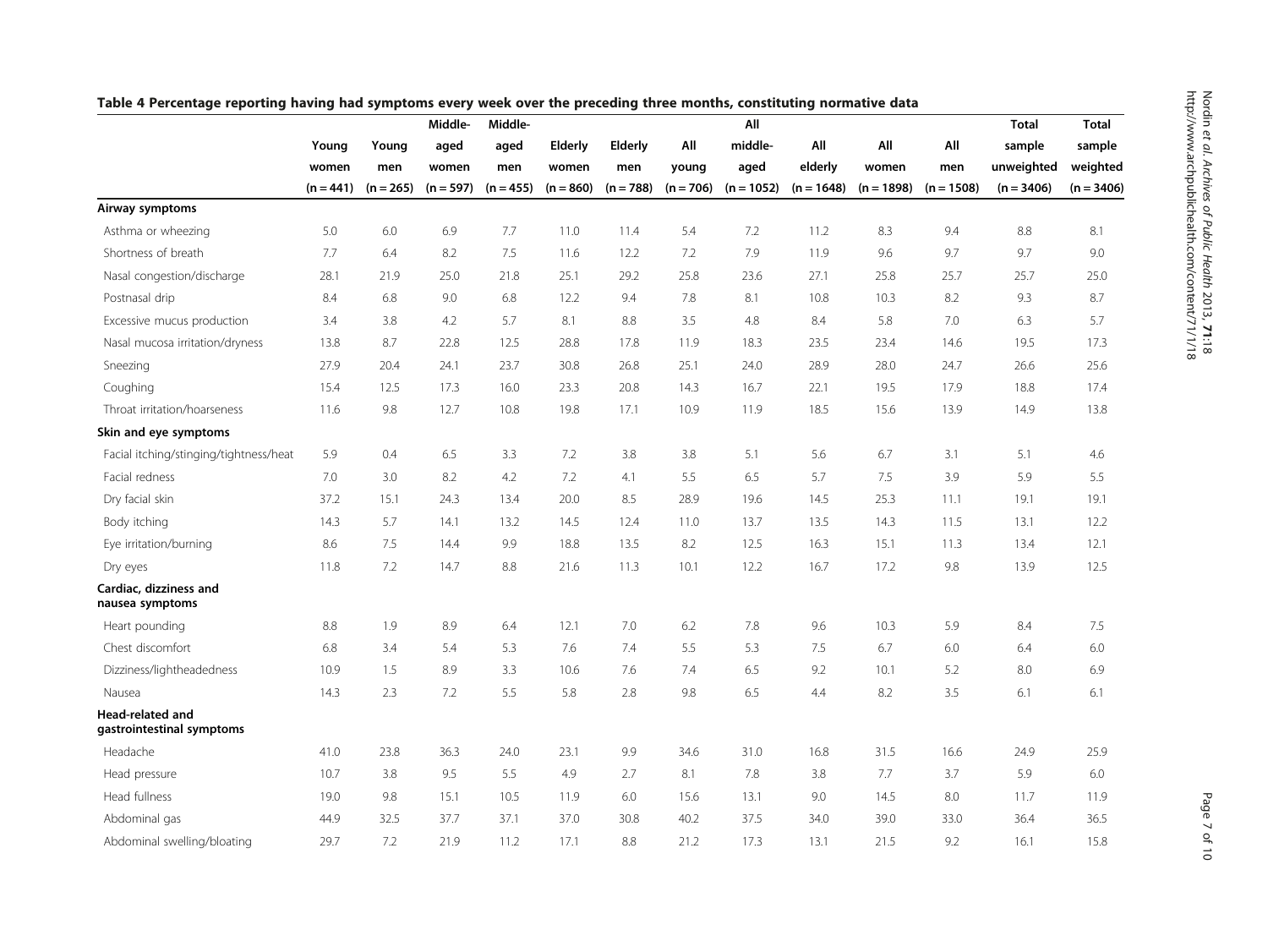**Table 4 Percentage reporting having had symptoms every week over the preceding three months, constituting normative data**

| | Young women (n = 441) | Young men (n = 265) | Middle-aged women (n = 597) | Middle-aged men (n = 455) | Elderly women (n = 860) | Elderly men (n = 788) | All young (n = 706) | All middle-aged (n = 1052) | All elderly (n = 1648) | All women (n = 1898) | All men (n = 1508) | Total sample unweighted (n = 3406) | Total sample weighted (n = 3406) |
|---|---|---|---|---|---|---|---|---|---|---|---|---|---|
| **Airway symptoms** | | | | | | | | | | | | | |
| Asthma or wheezing | 5.0 | 6.0 | 6.9 | 7.7 | 11.0 | 11.4 | 5.4 | 7.2 | 11.2 | 8.3 | 9.4 | 8.8 | 8.1 |
| Shortness of breath | 7.7 | 6.4 | 8.2 | 7.5 | 11.6 | 12.2 | 7.2 | 7.9 | 11.9 | 9.6 | 9.7 | 9.7 | 9.0 |
| Nasal congestion/discharge | 28.1 | 21.9 | 25.0 | 21.8 | 25.1 | 29.2 | 25.8 | 23.6 | 27.1 | 25.8 | 25.7 | 25.7 | 25.0 |
| Postnasal drip | 8.4 | 6.8 | 9.0 | 6.8 | 12.2 | 9.4 | 7.8 | 8.1 | 10.8 | 10.3 | 8.2 | 9.3 | 8.7 |
| Excessive mucus production | 3.4 | 3.8 | 4.2 | 5.7 | 8.1 | 8.8 | 3.5 | 4.8 | 8.4 | 5.8 | 7.0 | 6.3 | 5.7 |
| Nasal mucosa irritation/dryness | 13.8 | 8.7 | 22.8 | 12.5 | 28.8 | 17.8 | 11.9 | 18.3 | 23.5 | 23.4 | 14.6 | 19.5 | 17.3 |
| Sneezing | 27.9 | 20.4 | 24.1 | 23.7 | 30.8 | 26.8 | 25.1 | 24.0 | 28.9 | 28.0 | 24.7 | 26.6 | 25.6 |
| Coughing | 15.4 | 12.5 | 17.3 | 16.0 | 23.3 | 20.8 | 14.3 | 16.7 | 22.1 | 19.5 | 17.9 | 18.8 | 17.4 |
| Throat irritation/hoarseness | 11.6 | 9.8 | 12.7 | 10.8 | 19.8 | 17.1 | 10.9 | 11.9 | 18.5 | 15.6 | 13.9 | 14.9 | 13.8 |
| **Skin and eye symptoms** | | | | | | | | | | | | | |
| Facial itching/stinging/tightness/heat | 5.9 | 0.4 | 6.5 | 3.3 | 7.2 | 3.8 | 3.8 | 5.1 | 5.6 | 6.7 | 3.1 | 5.1 | 4.6 |
| Facial redness | 7.0 | 3.0 | 8.2 | 4.2 | 7.2 | 4.1 | 5.5 | 6.5 | 5.7 | 7.5 | 3.9 | 5.9 | 5.5 |
| Dry facial skin | 37.2 | 15.1 | 24.3 | 13.4 | 20.0 | 8.5 | 28.9 | 19.6 | 14.5 | 25.3 | 11.1 | 19.1 | 19.1 |
| Body itching | 14.3 | 5.7 | 14.1 | 13.2 | 14.5 | 12.4 | 11.0 | 13.7 | 13.5 | 14.3 | 11.5 | 13.1 | 12.2 |
| Eye irritation/burning | 8.6 | 7.5 | 14.4 | 9.9 | 18.8 | 13.5 | 8.2 | 12.5 | 16.3 | 15.1 | 11.3 | 13.4 | 12.1 |
| Dry eyes | 11.8 | 7.2 | 14.7 | 8.8 | 21.6 | 11.3 | 10.1 | 12.2 | 16.7 | 17.2 | 9.8 | 13.9 | 12.5 |
| **Cardiac, dizziness and nausea symptoms** | | | | | | | | | | | | | |
| Heart pounding | 8.8 | 1.9 | 8.9 | 6.4 | 12.1 | 7.0 | 6.2 | 7.8 | 9.6 | 10.3 | 5.9 | 8.4 | 7.5 |
| Chest discomfort | 6.8 | 3.4 | 5.4 | 5.3 | 7.6 | 7.4 | 5.5 | 5.3 | 7.5 | 6.7 | 6.0 | 6.4 | 6.0 |
| Dizziness/lightheadedness | 10.9 | 1.5 | 8.9 | 3.3 | 10.6 | 7.6 | 7.4 | 6.5 | 9.2 | 10.1 | 5.2 | 8.0 | 6.9 |
| Nausea | 14.3 | 2.3 | 7.2 | 5.5 | 5.8 | 2.8 | 9.8 | 6.5 | 4.4 | 8.2 | 3.5 | 6.1 | 6.1 |
| **Head-related and gastrointestinal symptoms** | | | | | | | | | | | | | |
| Headache | 41.0 | 23.8 | 36.3 | 24.0 | 23.1 | 9.9 | 34.6 | 31.0 | 16.8 | 31.5 | 16.6 | 24.9 | 25.9 |
| Head pressure | 10.7 | 3.8 | 9.5 | 5.5 | 4.9 | 2.7 | 8.1 | 7.8 | 3.8 | 7.7 | 3.7 | 5.9 | 6.0 |
| Head fullness | 19.0 | 9.8 | 15.1 | 10.5 | 11.9 | 6.0 | 15.6 | 13.1 | 9.0 | 14.5 | 8.0 | 11.7 | 11.9 |
| Abdominal gas | 44.9 | 32.5 | 37.7 | 37.1 | 37.0 | 30.8 | 40.2 | 37.5 | 34.0 | 39.0 | 33.0 | 36.4 | 36.5 |
| Abdominal swelling/bloating | 29.7 | 7.2 | 21.9 | 11.2 | 17.1 | 8.8 | 21.2 | 17.3 | 13.1 | 21.5 | 9.2 | 16.1 | 15.8 |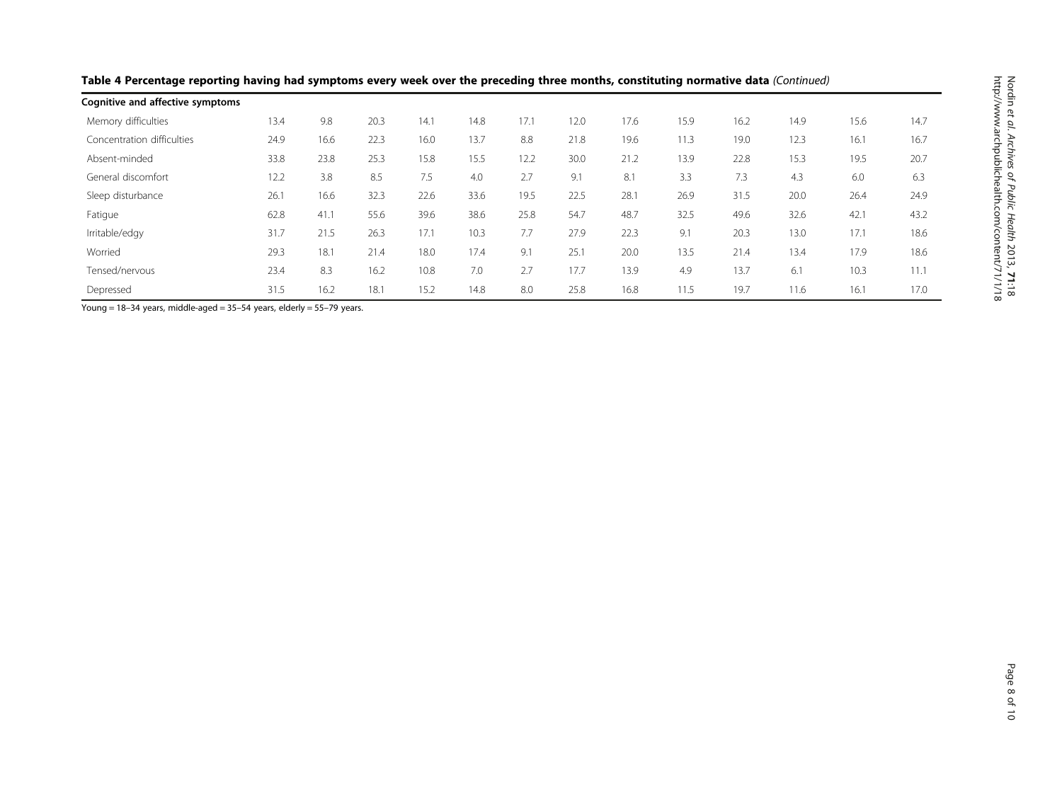**Table 4 Percentage reporting having had symptoms every week over the preceding three months, constituting normative data** *(Continued)*

| **Cognitive and affective symptoms** | | | | | | | | | | | | | |
|---|---|---|---|---|---|---|---|---|---|---|---|---|---|
| Memory difficulties | 13.4 | 9.8 | 20.3 | 14.1 | 14.8 | 17.1 | 12.0 | 17.6 | 15.9 | 16.2 | 14.9 | 15.6 | 14.7 |
| Concentration difficulties | 24.9 | 16.6 | 22.3 | 16.0 | 13.7 | 8.8 | 21.8 | 19.6 | 11.3 | 19.0 | 12.3 | 16.1 | 16.7 |
| Absent-minded | 33.8 | 23.8 | 25.3 | 15.8 | 15.5 | 12.2 | 30.0 | 21.2 | 13.9 | 22.8 | 15.3 | 19.5 | 20.7 |
| General discomfort | 12.2 | 3.8 | 8.5 | 7.5 | 4.0 | 2.7 | 9.1 | 8.1 | 3.3 | 7.3 | 4.3 | 6.0 | 6.3 |
| Sleep disturbance | 26.1 | 16.6 | 32.3 | 22.6 | 33.6 | 19.5 | 22.5 | 28.1 | 26.9 | 31.5 | 20.0 | 26.4 | 24.9 |
| Fatigue | 62.8 | 41.1 | 55.6 | 39.6 | 38.6 | 25.8 | 54.7 | 48.7 | 32.5 | 49.6 | 32.6 | 42.1 | 43.2 |
| Irritable/edgy | 31.7 | 21.5 | 26.3 | 17.1 | 10.3 | 7.7 | 27.9 | 22.3 | 9.1 | 20.3 | 13.0 | 17.1 | 18.6 |
| Worried | 29.3 | 18.1 | 21.4 | 18.0 | 17.4 | 9.1 | 25.1 | 20.0 | 13.5 | 21.4 | 13.4 | 17.9 | 18.6 |
| Tensed/nervous | 23.4 | 8.3 | 16.2 | 10.8 | 7.0 | 2.7 | 17.7 | 13.9 | 4.9 | 13.7 | 6.1 | 10.3 | 11.1 |
| Depressed | 31.5 | 16.2 | 18.1 | 15.2 | 14.8 | 8.0 | 25.8 | 16.8 | 11.5 | 19.7 | 11.6 | 16.1 | 17.0 |

Young = 18–34 years, middle-aged = 35–54 years, elderly = 55–79 years.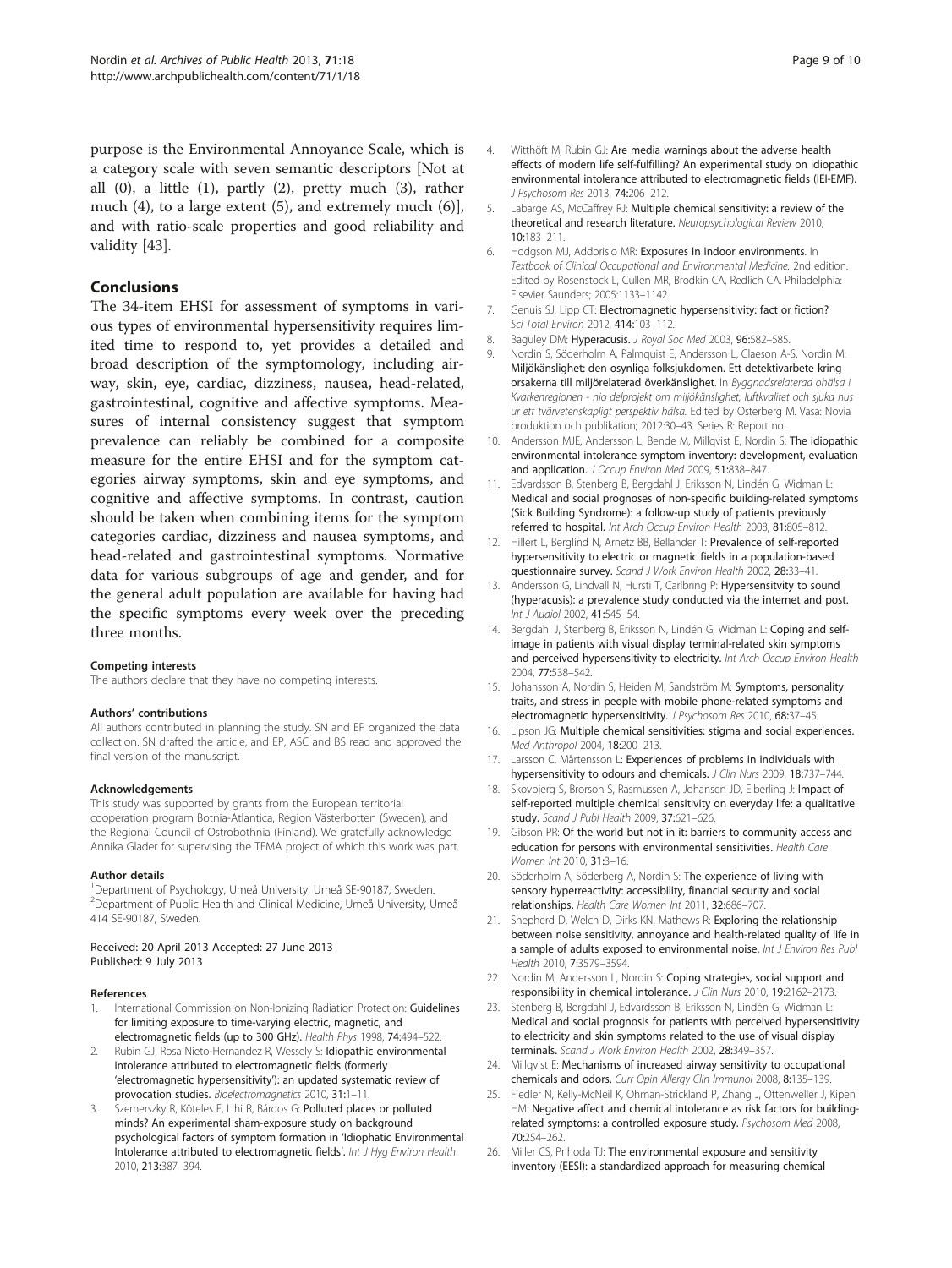purpose is the Environmental Annoyance Scale, which is a category scale with seven semantic descriptors [Not at all (0), a little (1), partly (2), pretty much (3), rather much (4), to a large extent (5), and extremely much (6)], and with ratio-scale properties and good reliability and validity [43].

## Conclusions

The 34-item EHSI for assessment of symptoms in various types of environmental hypersensitivity requires limited time to respond to, yet provides a detailed and broad description of the symptomology, including airway, skin, eye, cardiac, dizziness, nausea, head-related, gastrointestinal, cognitive and affective symptoms. Measures of internal consistency suggest that symptom prevalence can reliably be combined for a composite measure for the entire EHSI and for the symptom categories airway symptoms, skin and eye symptoms, and cognitive and affective symptoms. In contrast, caution should be taken when combining items for the symptom categories cardiac, dizziness and nausea symptoms, and head-related and gastrointestinal symptoms. Normative data for various subgroups of age and gender, and for the general adult population are available for having had the specific symptoms every week over the preceding three months.

#### Competing interests

The authors declare that they have no competing interests.

#### Authors' contributions

All authors contributed in planning the study. SN and EP organized the data collection. SN drafted the article, and EP, ASC and BS read and approved the final version of the manuscript.

#### Acknowledgements

This study was supported by grants from the European territorial cooperation program Botnia-Atlantica, Region Västerbotten (Sweden), and the Regional Council of Ostrobothnia (Finland). We gratefully acknowledge Annika Glader for supervising the TEMA project of which this work was part.

#### Author details

[1]Department of Psychology, Umeå University, Umeå SE-90187, Sweden. [2]Department of Public Health and Clinical Medicine, Umeå University, Umeå 414 SE-90187, Sweden.

Received: 20 April 2013 Accepted: 27 June 2013
Published: 9 July 2013

#### References

1. International Commission on Non-Ionizing Radiation Protection: **Guidelines for limiting exposure to time-varying electric, magnetic, and electromagnetic fields (up to 300 GHz).** *Health Phys* 1998, **74:**494–522.
2. Rubin GJ, Rosa Nieto-Hernandez R, Wessely S: **Idiopathic environmental intolerance attributed to electromagnetic fields (formerly 'electromagnetic hypersensitivity'): an updated systematic review of provocation studies.** *Bioelectromagnetics* 2010, **31:**1–11.
3. Szemerszky R, Köteles F, Lihi R, Bárdos G: **Polluted places or polluted minds? An experimental sham-exposure study on background psychological factors of symptom formation in 'Idiophatic Environmental Intolerance attributed to electromagnetic fields'.** *Int J Hyg Environ Health* 2010, **213:**387–394.
4. Witthöft M, Rubin GJ: **Are media warnings about the adverse health effects of modern life self-fulfilling? An experimental study on idiopathic environmental intolerance attributed to electromagnetic fields (IEI-EMF).** *J Psychosom Res* 2013, **74:**206–212.
5. Labarge AS, McCaffrey RJ: **Multiple chemical sensitivity: a review of the theoretical and research literature.** *Neuropsychological Review* 2010, **10:**183–211.
6. Hodgson MJ, Addorisio MR: **Exposures in indoor environments.** In *Textbook of Clinical Occupational and Environmental Medicine.* 2nd edition. Edited by Rosenstock L, Cullen MR, Brodkin CA, Redlich CA. Philadelphia: Elsevier Saunders; 2005:1133–1142.
7. Genuis SJ, Lipp CT: **Electromagnetic hypersensitivity: fact or fiction?** *Sci Total Environ* 2012, **414:**103–112.
8. Baguley DM: **Hyperacusis.** *J Royal Soc Med* 2003, **96:**582–585.
9. Nordin S, Söderholm A, Palmquist E, Andersson L, Claeson A-S, Nordin M: **Miljökänslighet: den osynliga folksjukdomen. Ett detektivarbete kring orsakerna till miljörelaterad överkänslighet.** In *Byggnadsrelaterad ohälsa i Kvarkenregionen - nio delprojekt om miljökänslighet, luftkvalitet och sjuka hus ur ett tvärvetenskapligt perspektiv hälsa.* Edited by Osterberg M. Vasa: Novia produktion och publikation; 2012:30–43. Series R: Report no.
10. Andersson MJE, Andersson L, Bende M, Millqvist E, Nordin S: **The idiopathic environmental intolerance symptom inventory: development, evaluation and application.** *J Occup Environ Med* 2009, **51:**838–847.
11. Edvardsson B, Stenberg B, Bergdahl J, Eriksson N, Lindén G, Widman L: **Medical and social prognoses of non-specific building-related symptoms (Sick Building Syndrome): a follow-up study of patients previously referred to hospital.** *Int Arch Occup Environ Health* 2008, **81:**805–812.
12. Hillert L, Berglind N, Arnetz BB, Bellander T: **Prevalence of self-reported hypersensitivity to electric or magnetic fields in a population-based questionnaire survey.** *Scand J Work Environ Health* 2002, **28:**33–41.
13. Andersson G, Lindvall N, Hursti T, Carlbring P: **Hypersensitvity to sound (hyperacusis): a prevalence study conducted via the internet and post.** *Int J Audiol* 2002, **41:**545–54.
14. Bergdahl J, Stenberg B, Eriksson N, Lindén G, Widman L: **Coping and self-image in patients with visual display terminal-related skin symptoms and perceived hypersensitivity to electricity.** *Int Arch Occup Environ Health* 2004, **77:**538–542.
15. Johansson A, Nordin S, Heiden M, Sandström M: **Symptoms, personality traits, and stress in people with mobile phone-related symptoms and electromagnetic hypersensitivity.** *J Psychosom Res* 2010, **68:**37–45.
16. Lipson JG: **Multiple chemical sensitivities: stigma and social experiences.** *Med Anthropol* 2004, **18:**200–213.
17. Larsson C, Mårtensson L: **Experiences of problems in individuals with hypersensitivity to odours and chemicals.** *J Clin Nurs* 2009, **18:**737–744.
18. Skovbjerg S, Brorson S, Rasmussen A, Johansen JD, Elberling J: **Impact of self-reported multiple chemical sensitivity on everyday life: a qualitative study.** *Scand J Publ Health* 2009, **37:**621–626.
19. Gibson PR: **Of the world but not in it: barriers to community access and education for persons with environmental sensitivities.** *Health Care Women Int* 2010, **31:**3–16.
20. Söderholm A, Söderberg A, Nordin S: **The experience of living with sensory hyperreactivity: accessibility, financial security and social relationships.** *Health Care Women Int* 2011, **32:**686–707.
21. Shepherd D, Welch D, Dirks KN, Mathews R: **Exploring the relationship between noise sensitivity, annoyance and health-related quality of life in a sample of adults exposed to environmental noise.** *Int J Environ Res Publ Health* 2010, **7:**3579–3594.
22. Nordin M, Andersson L, Nordin S: **Coping strategies, social support and responsibility in chemical intolerance.** *J Clin Nurs* 2010, **19:**2162–2173.
23. Stenberg B, Bergdahl J, Edvardsson B, Eriksson N, Lindén G, Widman L: **Medical and social prognosis for patients with perceived hypersensitivity to electricity and skin symptoms related to the use of visual display terminals.** *Scand J Work Environ Health* 2002, **28:**349–357.
24. Millqvist E: **Mechanisms of increased airway sensitivity to occupational chemicals and odors.** *Curr Opin Allergy Clin Immunol* 2008, **8:**135–139.
25. Fiedler N, Kelly-McNeil K, Ohman-Strickland P, Zhang J, Ottenweller J, Kipen HM: **Negative affect and chemical intolerance as risk factors for building-related symptoms: a controlled exposure study.** *Psychosom Med* 2008, **70:**254–262.
26. Miller CS, Prihoda TJ: **The environmental exposure and sensitivity inventory (EESI): a standardized approach for measuring chemical**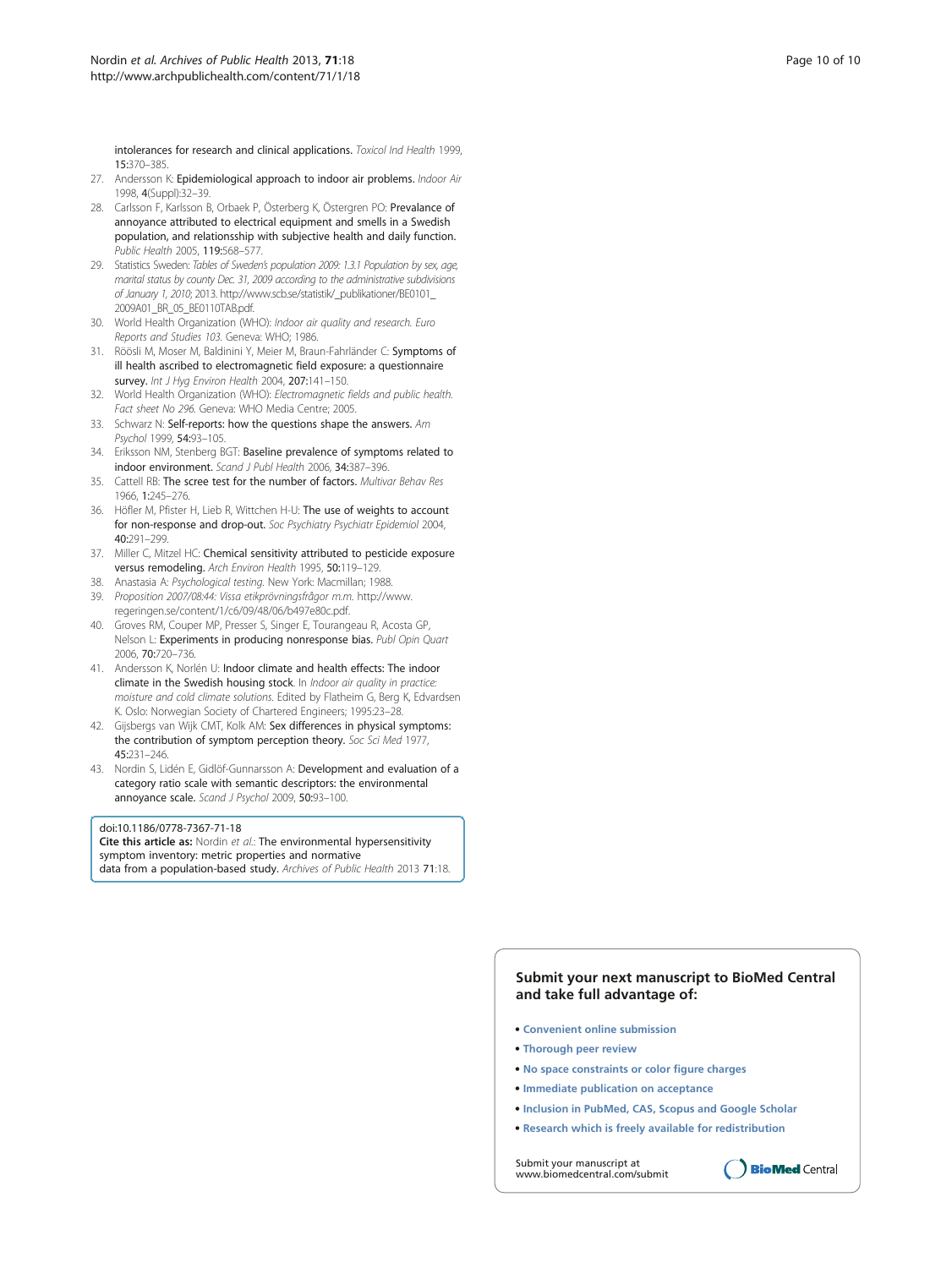intolerances for research and clinical applications. *Toxicol Ind Health* 1999, **15:**370–385.

27. Andersson K: **Epidemiological approach to indoor air problems.** *Indoor Air* 1998, **4**(Suppl):32–39.
28. Carlsson F, Karlsson B, Orbaek P, Österberg K, Östergren PO: **Prevalance of annoyance attributed to electrical equipment and smells in a Swedish population, and relationsship with subjective health and daily function.** *Public Health* 2005, **119:**568–577.
29. Statistics Sweden: *Tables of Sweden's population 2009: 1.3.1 Population by sex, age, marital status by county Dec. 31, 2009 according to the administrative subdivisions of January 1, 2010*; 2013. http://www.scb.se/statistik/_publikationer/BE0101_2009A01_BR_05_BE0110TAB.pdf.
30. World Health Organization (WHO): *Indoor air quality and research. Euro Reports and Studies 103.* Geneva: WHO; 1986.
31. Röösli M, Moser M, Baldinini Y, Meier M, Braun-Fahrländer C: **Symptoms of ill health ascribed to electromagnetic field exposure: a questionnaire survey.** *Int J Hyg Environ Health* 2004, **207:**141–150.
32. World Health Organization (WHO): *Electromagnetic fields and public health. Fact sheet No 296.* Geneva: WHO Media Centre; 2005.
33. Schwarz N: **Self-reports: how the questions shape the answers.** *Am Psychol* 1999, **54:**93–105.
34. Eriksson NM, Stenberg BGT: **Baseline prevalence of symptoms related to indoor environment.** *Scand J Publ Health* 2006, **34:**387–396.
35. Cattell RB: **The scree test for the number of factors.** *Multivar Behav Res* 1966, **1:**245–276.
36. Höfler M, Pfister H, Lieb R, Wittchen H-U: **The use of weights to account for non-response and drop-out.** *Soc Psychiatry Psychiatr Epidemiol* 2004, **40:**291–299.
37. Miller C, Mitzel HC: **Chemical sensitivity attributed to pesticide exposure versus remodeling.** *Arch Environ Health* 1995, **50:**119–129.
38. Anastasia A: *Psychological testing.* New York: Macmillan; 1988.
39. *Proposition 2007/08:44: Vissa etikprövningsfrågor m.m.* http://www.regeringen.se/content/1/c6/09/48/06/b497e80c.pdf.
40. Groves RM, Couper MP, Presser S, Singer E, Tourangeau R, Acosta GP, Nelson L: **Experiments in producing nonresponse bias.** *Publ Opin Quart* 2006, **70:**720–736.
41. Andersson K, Norlén U: **Indoor climate and health effects: The indoor climate in the Swedish housing stock.** In *Indoor air quality in practice: moisture and cold climate solutions.* Edited by Flatheim G, Berg K, Edvardsen K. Oslo: Norwegian Society of Chartered Engineers; 1995:23–28.
42. Gijsbergs van Wijk CMT, Kolk AM: **Sex differences in physical symptoms: the contribution of symptom perception theory.** *Soc Sci Med* 1977, **45:**231–246.
43. Nordin S, Lidén E, Gidlöf-Gunnarsson A: **Development and evaluation of a category ratio scale with semantic descriptors: the environmental annoyance scale.** *Scand J Psychol* 2009, **50:**93–100.

doi:10.1186/0778-7367-71-18
**Cite this article as:** Nordin *et al.*: The environmental hypersensitivity symptom inventory: metric properties and normative data from a population-based study. *Archives of Public Health* 2013 **71**:18.